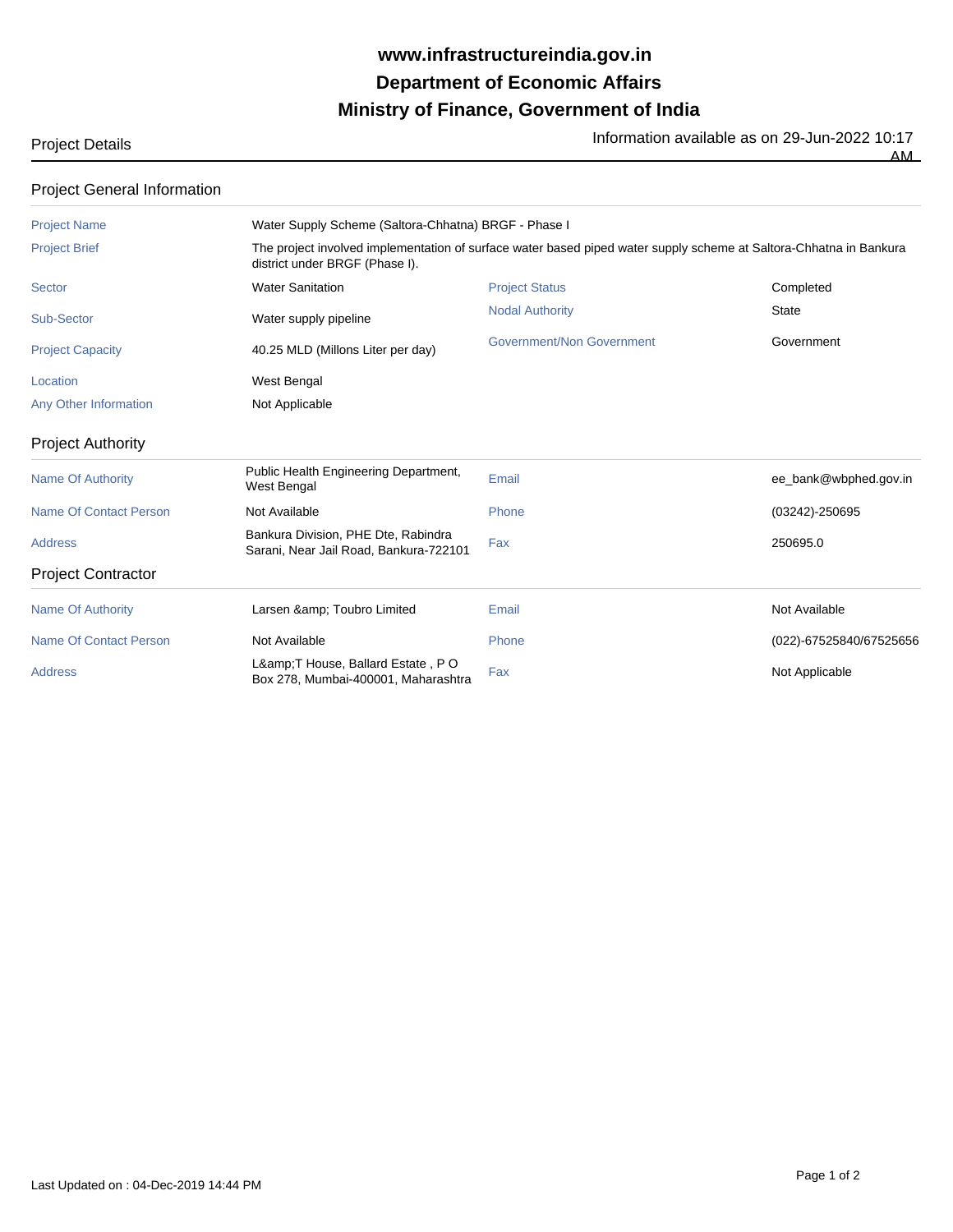# www.infrastructureindia.gov.in
# Department of Economic Affairs
# Ministry of Finance, Government of India

Project Details

Information available as on 29-Jun-2022 10:17 AM

## Project General Information

| | | | |
|---|---|---|---|
| Project Name | Water Supply Scheme (Saltora-Chhatna) BRGF - Phase I | | |
| Project Brief | The project involved implementation of surface water based piped water supply scheme at Saltora-Chhatna in Bankura district under BRGF (Phase I). | | |
| Sector | Water Sanitation | Project Status | Completed |
| Sub-Sector | Water supply pipeline | Nodal Authority | State |
| Project Capacity | 40.25 MLD (Millons Liter per day) | Government/Non Government | Government |
| Location | West Bengal | | |
| Any Other Information | Not Applicable | | |

## Project Authority

| | | | |
|---|---|---|---|
| Name Of Authority | Public Health Engineering Department, West Bengal | Email | ee_bank@wbphed.gov.in |
| Name Of Contact Person | Not Available | Phone | (03242)-250695 |
| Address | Bankura Division, PHE Dte, Rabindra Sarani, Near Jail Road, Bankura-722101 | Fax | 250695.0 |

## Project Contractor

| | | | |
|---|---|---|---|
| Name Of Authority | Larsen &amp; Toubro Limited | Email | Not Available |
| Name Of Contact Person | Not Available | Phone | (022)-67525840/67525656 |
| Address | L&amp;T House, Ballard Estate , P O Box 278, Mumbai-400001, Maharashtra | Fax | Not Applicable |

Last Updated on : 04-Dec-2019 14:44 PM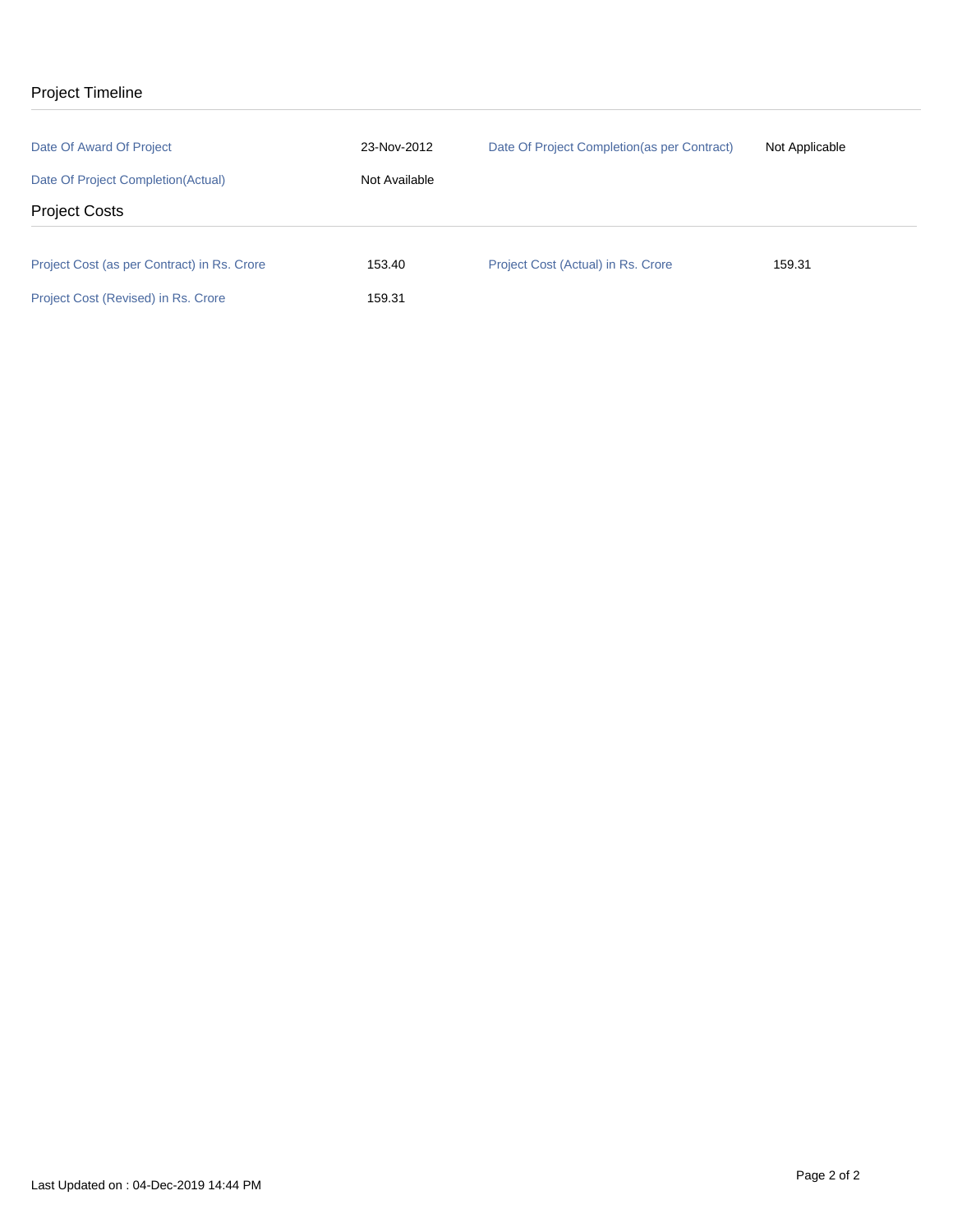## Project Timeline

| | | | |
|---|---|---|---|
| Date Of Award Of Project | 23-Nov-2012 | Date Of Project Completion(as per Contract) | Not Applicable |
| Date Of Project Completion(Actual) | Not Available | | |

## Project Costs

| | | | |
|---|---|---|---|
| Project Cost (as per Contract) in Rs. Crore | 153.40 | Project Cost (Actual) in Rs. Crore | 159.31 |
| Project Cost (Revised) in Rs. Crore | 159.31 | | |

Last Updated on : 04-Dec-2019 14:44 PM